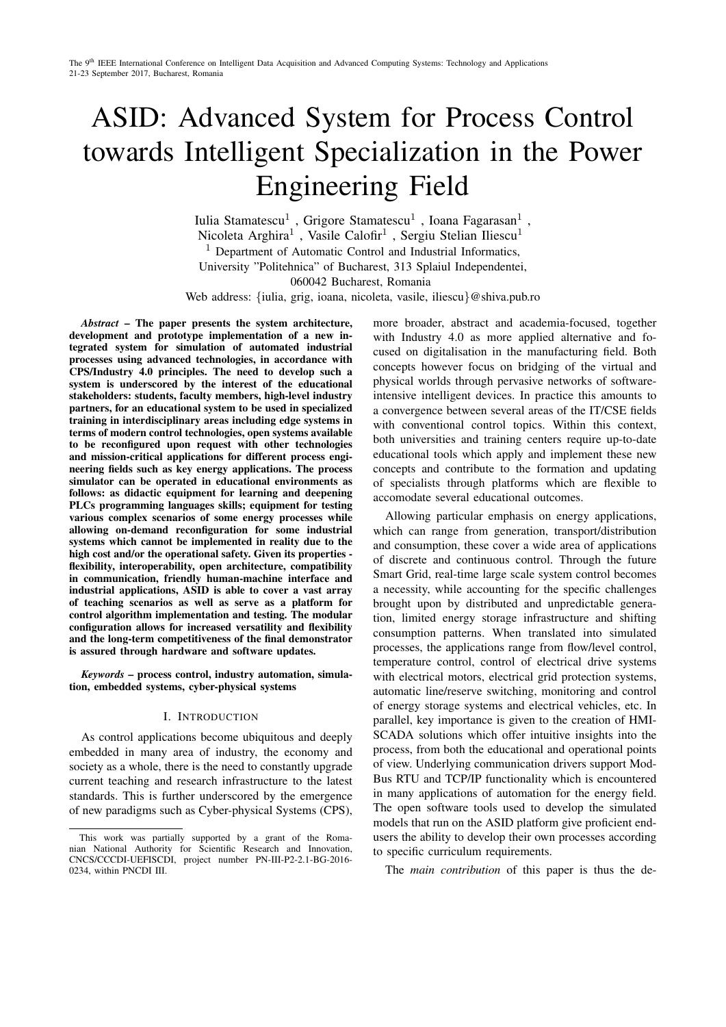# ASID: Advanced System for Process Control towards Intelligent Specialization in the Power Engineering Field

Iulia Stamatescu[1] , Grigore Stamatescu[1] , Ioana Fagarasan[1] ,
Nicoleta Arghira[1] , Vasile Calofir[1] , Sergiu Stelian Iliescu[1]

[1] Department of Automatic Control and Industrial Informatics,
University "Politehnica" of Bucharest, 313 Splaiul Independentei,
060042 Bucharest, Romania

Web address: {iulia, grig, ioana, nicoleta, vasile, iliescu}@shiva.pub.ro

***Abstract*** **– The paper presents the system architecture, development and prototype implementation of a new integrated system for simulation of automated industrial processes using advanced technologies, in accordance with CPS/Industry 4.0 principles. The need to develop such a system is underscored by the interest of the educational stakeholders: students, faculty members, high-level industry partners, for an educational system to be used in specialized training in interdisciplinary areas including edge systems in terms of modern control technologies, open systems available to be reconfigured upon request with other technologies and mission-critical applications for different process engineering fields such as key energy applications. The process simulator can be operated in educational environments as follows: as didactic equipment for learning and deepening PLCs programming languages skills; equipment for testing various complex scenarios of some energy processes while allowing on-demand reconfiguration for some industrial systems which cannot be implemented in reality due to the high cost and/or the operational safety. Given its properties - flexibility, interoperability, open architecture, compatibility in communication, friendly human-machine interface and industrial applications, ASID is able to cover a vast array of teaching scenarios as well as serve as a platform for control algorithm implementation and testing. The modular configuration allows for increased versatility and flexibility and the long-term competitiveness of the final demonstrator is assured through hardware and software updates.**

***Keywords*** **– process control, industry automation, simulation, embedded systems, cyber-physical systems**

## I. Introduction

As control applications become ubiquitous and deeply embedded in many area of industry, the economy and society as a whole, there is the need to constantly upgrade current teaching and research infrastructure to the latest standards. This is further underscored by the emergence of new paradigms such as Cyber-physical Systems (CPS), more broader, abstract and academia-focused, together with Industry 4.0 as more applied alternative and focused on digitalisation in the manufacturing field. Both concepts however focus on bridging of the virtual and physical worlds through pervasive networks of software-intensive intelligent devices. In practice this amounts to a convergence between several areas of the IT/CSE fields with conventional control topics. Within this context, both universities and training centers require up-to-date educational tools which apply and implement these new concepts and contribute to the formation and updating of specialists through platforms which are flexible to accomodate several educational outcomes.

Allowing particular emphasis on energy applications, which can range from generation, transport/distribution and consumption, these cover a wide area of applications of discrete and continuous control. Through the future Smart Grid, real-time large scale system control becomes a necessity, while accounting for the specific challenges brought upon by distributed and unpredictable generation, limited energy storage infrastructure and shifting consumption patterns. When translated into simulated processes, the applications range from flow/level control, temperature control, control of electrical drive systems with electrical motors, electrical grid protection systems, automatic line/reserve switching, monitoring and control of energy storage systems and electrical vehicles, etc. In parallel, key importance is given to the creation of HMI-SCADA solutions which offer intuitive insights into the process, from both the educational and operational points of view. Underlying communication drivers support ModBus RTU and TCP/IP functionality which is encountered in many applications of automation for the energy field. The open software tools used to develop the simulated models that run on the ASID platform give proficient end-users the ability to develop their own processes according to specific curriculum requirements.

The *main contribution* of this paper is thus the de-

This work was partially supported by a grant of the Romanian National Authority for Scientific Research and Innovation, CNCS/CCCDI-UEFISCDI, project number PN-III-P2-2.1-BG-2016-0234, within PNCDI III.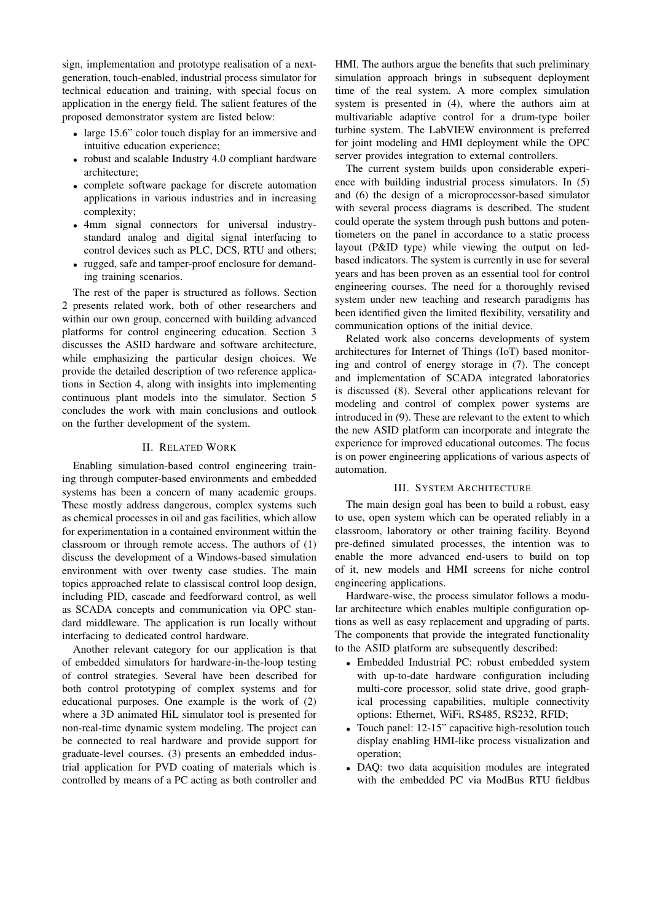sign, implementation and prototype realisation of a next-generation, touch-enabled, industrial process simulator for technical education and training, with special focus on application in the energy field. The salient features of the proposed demonstrator system are listed below:

- large 15.6" color touch display for an immersive and intuitive education experience;
- robust and scalable Industry 4.0 compliant hardware architecture;
- complete software package for discrete automation applications in various industries and in increasing complexity;
- 4mm signal connectors for universal industry-standard analog and digital signal interfacing to control devices such as PLC, DCS, RTU and others;
- rugged, safe and tamper-proof enclosure for demanding training scenarios.

The rest of the paper is structured as follows. Section 2 presents related work, both of other researchers and within our own group, concerned with building advanced platforms for control engineering education. Section 3 discusses the ASID hardware and software architecture, while emphasizing the particular design choices. We provide the detailed description of two reference applications in Section 4, along with insights into implementing continuous plant models into the simulator. Section 5 concludes the work with main conclusions and outlook on the further development of the system.

## II. Related Work

Enabling simulation-based control engineering training through computer-based environments and embedded systems has been a concern of many academic groups. These mostly address dangerous, complex systems such as chemical processes in oil and gas facilities, which allow for experimentation in a contained environment within the classroom or through remote access. The authors of (1) discuss the development of a Windows-based simulation environment with over twenty case studies. The main topics approached relate to classiscal control loop design, including PID, cascade and feedforward control, as well as SCADA concepts and communication via OPC standard middleware. The application is run locally without interfacing to dedicated control hardware.

Another relevant category for our application is that of embedded simulators for hardware-in-the-loop testing of control strategies. Several have been described for both control prototyping of complex systems and for educational purposes. One example is the work of (2) where a 3D animated HiL simulator tool is presented for non-real-time dynamic system modeling. The project can be connected to real hardware and provide support for graduate-level courses. (3) presents an embedded industrial application for PVD coating of materials which is controlled by means of a PC acting as both controller and HMI. The authors argue the benefits that such preliminary simulation approach brings in subsequent deployment time of the real system. A more complex simulation system is presented in (4), where the authors aim at multivariable adaptive control for a drum-type boiler turbine system. The LabVIEW environment is preferred for joint modeling and HMI deployment while the OPC server provides integration to external controllers.

The current system builds upon considerable experience with building industrial process simulators. In (5) and (6) the design of a microprocessor-based simulator with several process diagrams is described. The student could operate the system through push buttons and potentiometers on the panel in accordance to a static process layout (P&ID type) while viewing the output on led-based indicators. The system is currently in use for several years and has been proven as an essential tool for control engineering courses. The need for a thoroughly revised system under new teaching and research paradigms has been identified given the limited flexibility, versatility and communication options of the initial device.

Related work also concerns developments of system architectures for Internet of Things (IoT) based monitoring and control of energy storage in (7). The concept and implementation of SCADA integrated laboratories is discussed (8). Several other applications relevant for modeling and control of complex power systems are introduced in (9). These are relevant to the extent to which the new ASID platform can incorporate and integrate the experience for improved educational outcomes. The focus is on power engineering applications of various aspects of automation.

## III. System Architecture

The main design goal has been to build a robust, easy to use, open system which can be operated reliably in a classroom, laboratory or other training facility. Beyond pre-defined simulated processes, the intention was to enable the more advanced end-users to build on top of it, new models and HMI screens for niche control engineering applications.

Hardware-wise, the process simulator follows a modular architecture which enables multiple configuration options as well as easy replacement and upgrading of parts. The components that provide the integrated functionality to the ASID platform are subsequently described:

- Embedded Industrial PC: robust embedded system with up-to-date hardware configuration including multi-core processor, solid state drive, good graphical processing capabilities, multiple connectivity options: Ethernet, WiFi, RS485, RS232, RFID;
- Touch panel: 12-15" capacitive high-resolution touch display enabling HMI-like process visualization and operation;
- DAQ: two data acquisition modules are integrated with the embedded PC via ModBus RTU fieldbus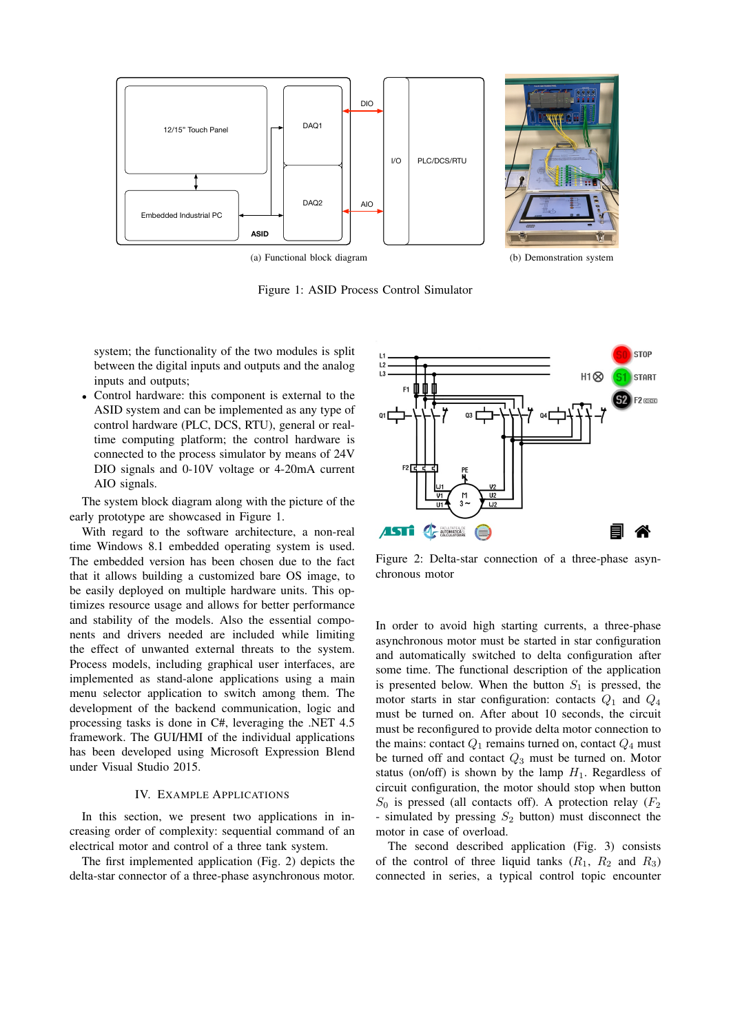12/15" Touch Panel

DAQ1

DAQ2

Embedded Industrial PC

ASID

DIO

AIO

I/O

PLC/DCS/RTU

(a) Functional block diagram

(b) Demonstration system

Figure 1: ASID Process Control Simulator

system; the functionality of the two modules is split between the digital inputs and outputs and the analog inputs and outputs;

- Control hardware: this component is external to the ASID system and can be implemented as any type of control hardware (PLC, DCS, RTU), general or real-time computing platform; the control hardware is connected to the process simulator by means of 24V DIO signals and 0-10V voltage or 4-20mA current AIO signals.

The system block diagram along with the picture of the early prototype are showcased in Figure 1.

With regard to the software architecture, a non-real time Windows 8.1 embedded operating system is used. The embedded version has been chosen due to the fact that it allows building a customized bare OS image, to be easily deployed on multiple hardware units. This optimizes resource usage and allows for better performance and stability of the models. Also the essential components and drivers needed are included while limiting the effect of unwanted external threats to the system. Process models, including graphical user interfaces, are implemented as stand-alone applications using a main menu selector application to switch among them. The development of the backend communication, logic and processing tasks is done in C#, leveraging the .NET 4.5 framework. The GUI/HMI of the individual applications has been developed using Microsoft Expression Blend under Visual Studio 2015.

## IV. Example Applications

In this section, we present two applications in increasing order of complexity: sequential command of an electrical motor and control of a three tank system.

The first implemented application (Fig. 2) depicts the delta-star connector of a three-phase asynchronous motor.

L1
L2
L3
F1
Q1
Q3
Q4
F2
PE
M 3~
U1 V1 W1 U2 V2 W2
H1
S0 STOP
S1 START
S2 F2

Figure 2: Delta-star connection of a three-phase asynchronous motor

In order to avoid high starting currents, a three-phase asynchronous motor must be started in star configuration and automatically switched to delta configuration after some time. The functional description of the application is presented below. When the button $S_1$ is pressed, the motor starts in star configuration: contacts $Q_1$ and $Q_4$ must be turned on. After about 10 seconds, the circuit must be reconfigured to provide delta motor connection to the mains: contact $Q_1$ remains turned on, contact $Q_4$ must be turned off and contact $Q_3$ must be turned on. Motor status (on/off) is shown by the lamp $H_1$. Regardless of circuit configuration, the motor should stop when button $S_0$ is pressed (all contacts off). A protection relay ($F_2$ - simulated by pressing $S_2$ button) must disconnect the motor in case of overload.

The second described application (Fig. 3) consists of the control of three liquid tanks ($R_1$, $R_2$ and $R_3$) connected in series, a typical control topic encounter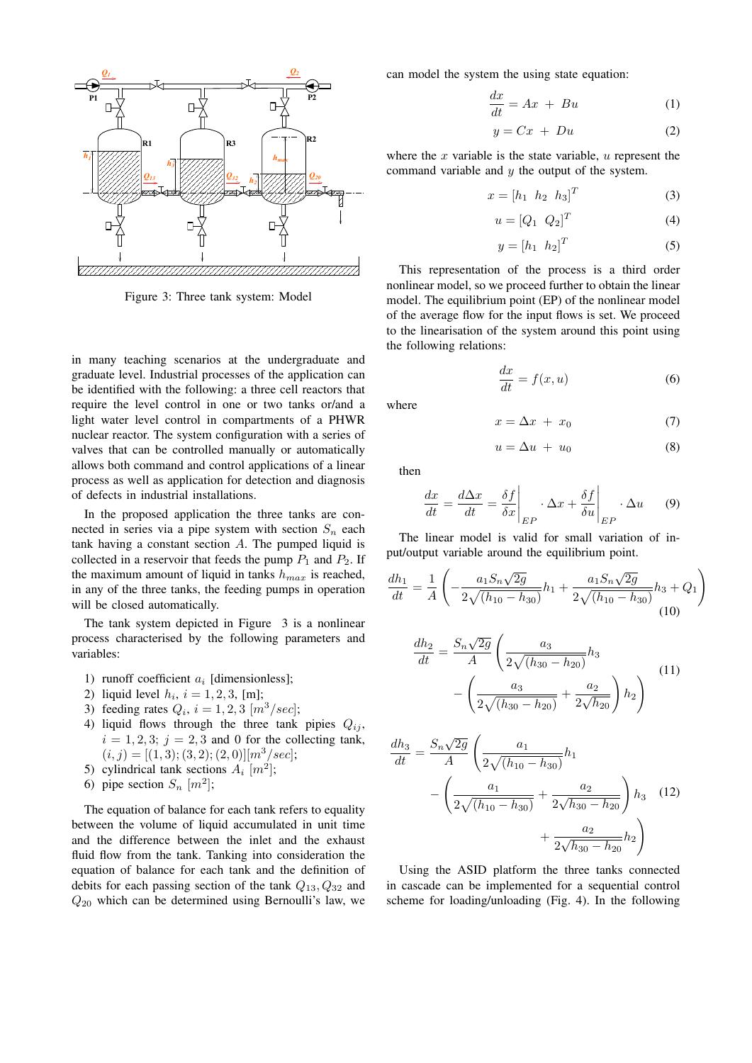P1

P2

R1

R3

R2

$Q_1$

$Q_2$

$h_1$

$h_3$

$h_2$

$h_{max}$

$Q_{13}$

$Q_{32}$

$Q_{20}$

Figure 3: Three tank system: Model

in many teaching scenarios at the undergraduate and graduate level. Industrial processes of the application can be identified with the following: a three cell reactors that require the level control in one or two tanks or/and a light water level control in compartments of a PHWR nuclear reactor. The system configuration with a series of valves that can be controlled manually or automatically allows both command and control applications of a linear process as well as application for detection and diagnosis of defects in industrial installations.

In the proposed application the three tanks are connected in series via a pipe system with section $S_n$ each tank having a constant section $A$. The pumped liquid is collected in a reservoir that feeds the pump $P_1$ and $P_2$. If the maximum amount of liquid in tanks $h_{max}$ is reached, in any of the three tanks, the feeding pumps in operation will be closed automatically.

The tank system depicted in Figure 3 is a nonlinear process characterised by the following parameters and variables:

1) runoff coefficient $a_i$ [dimensionless];
2) liquid level $h_i$, $i = 1, 2, 3$, [m];
3) feeding rates $Q_i$, $i = 1, 2, 3$ $[m^3/sec]$;
4) liquid flows through the three tank pipies $Q_{ij}$, $i = 1, 2, 3$; $j = 2, 3$ and 0 for the collecting tank, $(i, j) = [(1, 3); (3, 2); (2, 0)][m^3/sec]$;
5) cylindrical tank sections $A_i$ $[m^2]$;
6) pipe section $S_n$ $[m^2]$;

The equation of balance for each tank refers to equality between the volume of liquid accumulated in unit time and the difference between the inlet and the exhaust fluid flow from the tank. Tanking into consideration the equation of balance for each tank and the definition of debits for each passing section of the tank $Q_{13}, Q_{32}$ and $Q_{20}$ which can be determined using Bernoulli's law, we can model the system the using state equation:

$$\frac{dx}{dt} = Ax + Bu \tag{1}$$

$$y = Cx + Du \tag{2}$$

where the $x$ variable is the state variable, $u$ represent the command variable and $y$ the output of the system.

$$x = [h_1 \;\; h_2 \;\; h_3]^T \tag{3}$$

$$u = [Q_1 \;\; Q_2]^T \tag{4}$$

$$y = [h_1 \;\; h_2]^T \tag{5}$$

This representation of the process is a third order nonlinear model, so we proceed further to obtain the linear model. The equilibrium point (EP) of the nonlinear model of the average flow for the input flows is set. We proceed to the linearisation of the system around this point using the following relations:

$$\frac{dx}{dt} = f(x, u) \tag{6}$$

where

$$x = \Delta x + x_0 \tag{7}$$

$$u = \Delta u + u_0 \tag{8}$$

then

$$\frac{dx}{dt} = \frac{d\Delta x}{dt} = \left.\frac{\delta f}{\delta x}\right|_{EP} \cdot \Delta x + \left.\frac{\delta f}{\delta u}\right|_{EP} \cdot \Delta u \tag{9}$$

The linear model is valid for small variation of input/output variable around the equilibrium point.

$$\frac{dh_1}{dt} = \frac{1}{A}\left(-\frac{a_1 S_n\sqrt{2g}}{2\sqrt{(h_{10} - h_{30})}}h_1 + \frac{a_1 S_n\sqrt{2g}}{2\sqrt{(h_{10} - h_{30})}}h_3 + Q_1\right) \tag{10}$$

$$\frac{dh_2}{dt} = \frac{S_n\sqrt{2g}}{A}\left(\frac{a_3}{2\sqrt{(h_{30} - h_{20})}}h_3 - \left(\frac{a_3}{2\sqrt{(h_{30} - h_{20})}} + \frac{a_2}{2\sqrt{h_{20}}}\right)h_2\right) \tag{11}$$

$$\frac{dh_3}{dt} = \frac{S_n\sqrt{2g}}{A}\left(\frac{a_1}{2\sqrt{(h_{10} - h_{30})}}h_1 - \left(\frac{a_1}{2\sqrt{(h_{10} - h_{30})}} + \frac{a_2}{2\sqrt{h_{30} - h_{20}}}\right)h_3 + \frac{a_2}{2\sqrt{h_{30} - h_{20}}}h_2\right) \tag{12}$$

Using the ASID platform the three tanks connected in cascade can be implemented for a sequential control scheme for loading/unloading (Fig. 4). In the following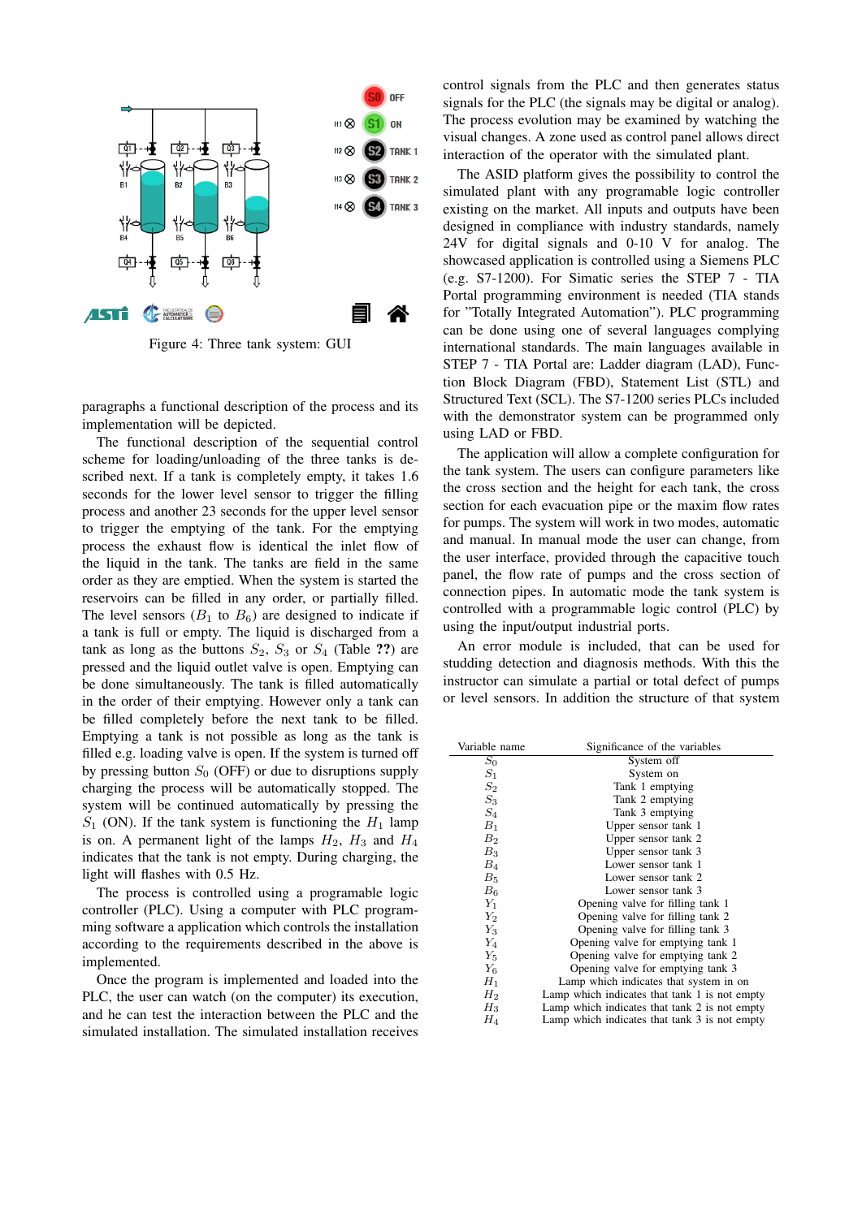Figure 4: Three tank system: GUI

paragraphs a functional description of the process and its implementation will be depicted.

The functional description of the sequential control scheme for loading/unloading of the three tanks is described next. If a tank is completely empty, it takes 1.6 seconds for the lower level sensor to trigger the filling process and another 23 seconds for the upper level sensor to trigger the emptying of the tank. For the emptying process the exhaust flow is identical the inlet flow of the liquid in the tank. The tanks are field in the same order as they are emptied. When the system is started the reservoirs can be filled in any order, or partially filled. The level sensors ($B_1$ to $B_6$) are designed to indicate if a tank is full or empty. The liquid is discharged from a tank as long as the buttons $S_2$, $S_3$ or $S_4$ (Table **??**) are pressed and the liquid outlet valve is open. Emptying can be done simultaneously. The tank is filled automatically in the order of their emptying. However only a tank can be filled completely before the next tank to be filled. Emptying a tank is not possible as long as the tank is filled e.g. loading valve is open. If the system is turned off by pressing button $S_0$ (OFF) or due to disruptions supply charging the process will be automatically stopped. The system will be continued automatically by pressing the $S_1$ (ON). If the tank system is functioning the $H_1$ lamp is on. A permanent light of the lamps $H_2$, $H_3$ and $H_4$ indicates that the tank is not empty. During charging, the light will flashes with 0.5 Hz.

The process is controlled using a programable logic controller (PLC). Using a computer with PLC programming software a application which controls the installation according to the requirements described in the above is implemented.

Once the program is implemented and loaded into the PLC, the user can watch (on the computer) its execution, and he can test the interaction between the PLC and the simulated installation. The simulated installation receives control signals from the PLC and then generates status signals for the PLC (the signals may be digital or analog). The process evolution may be examined by watching the visual changes. A zone used as control panel allows direct interaction of the operator with the simulated plant.

The ASID platform gives the possibility to control the simulated plant with any programable logic controller existing on the market. All inputs and outputs have been designed in compliance with industry standards, namely 24V for digital signals and 0-10 V for analog. The showcased application is controlled using a Siemens PLC (e.g. S7-1200). For Simatic series the STEP 7 - TIA Portal programming environment is needed (TIA stands for "Totally Integrated Automation"). PLC programming can be done using one of several languages complying international standards. The main languages available in STEP 7 - TIA Portal are: Ladder diagram (LAD), Function Block Diagram (FBD), Statement List (STL) and Structured Text (SCL). The S7-1200 series PLCs included with the demonstrator system can be programmed only using LAD or FBD.

The application will allow a complete configuration for the tank system. The users can configure parameters like the cross section and the height for each tank, the cross section for each evacuation pipe or the maxim flow rates for pumps. The system will work in two modes, automatic and manual. In manual mode the user can change, from the user interface, provided through the capacitive touch panel, the flow rate of pumps and the cross section of connection pipes. In automatic mode the tank system is controlled with a programmable logic control (PLC) by using the input/output industrial ports.

An error module is included, that can be used for studding detection and diagnosis methods. With this the instructor can simulate a partial or total defect of pumps or level sensors. In addition the structure of that system

| Variable name | Significance of the variables |
|---|---|
| $S_0$ | System off |
| $S_1$ | System on |
| $S_2$ | Tank 1 emptying |
| $S_3$ | Tank 2 emptying |
| $S_4$ | Tank 3 emptying |
| $B_1$ | Upper sensor tank 1 |
| $B_2$ | Upper sensor tank 2 |
| $B_3$ | Upper sensor tank 3 |
| $B_4$ | Lower sensor tank 1 |
| $B_5$ | Lower sensor tank 2 |
| $B_6$ | Lower sensor tank 3 |
| $Y_1$ | Opening valve for filling tank 1 |
| $Y_2$ | Opening valve for filling tank 2 |
| $Y_3$ | Opening valve for filling tank 3 |
| $Y_4$ | Opening valve for emptying tank 1 |
| $Y_5$ | Opening valve for emptying tank 2 |
| $Y_6$ | Opening valve for emptying tank 3 |
| $H_1$ | Lamp which indicates that system in on |
| $H_2$ | Lamp which indicates that tank 1 is not empty |
| $H_3$ | Lamp which indicates that tank 2 is not empty |
| $H_4$ | Lamp which indicates that tank 3 is not empty |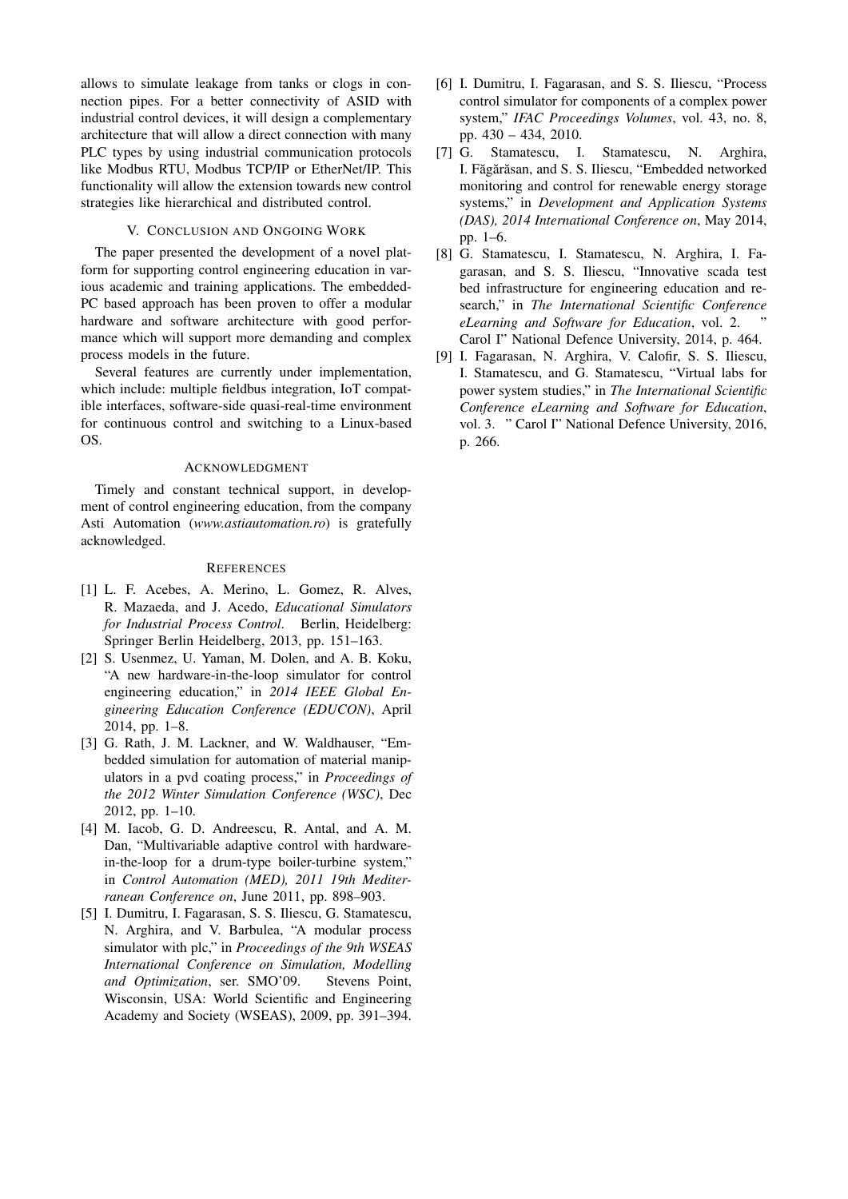allows to simulate leakage from tanks or clogs in connection pipes. For a better connectivity of ASID with industrial control devices, it will design a complementary architecture that will allow a direct connection with many PLC types by using industrial communication protocols like Modbus RTU, Modbus TCP/IP or EtherNet/IP. This functionality will allow the extension towards new control strategies like hierarchical and distributed control.

## V. Conclusion and Ongoing Work

The paper presented the development of a novel platform for supporting control engineering education in various academic and training applications. The embedded-PC based approach has been proven to offer a modular hardware and software architecture with good performance which will support more demanding and complex process models in the future.

Several features are currently under implementation, which include: multiple fieldbus integration, IoT compatible interfaces, software-side quasi-real-time environment for continuous control and switching to a Linux-based OS.

## Acknowledgment

Timely and constant technical support, in development of control engineering education, from the company Asti Automation (*www.astiautomation.ro*) is gratefully acknowledged.

## References

[1] L. F. Acebes, A. Merino, L. Gomez, R. Alves, R. Mazaeda, and J. Acedo, *Educational Simulators for Industrial Process Control*. Berlin, Heidelberg: Springer Berlin Heidelberg, 2013, pp. 151–163.

[2] S. Usenmez, U. Yaman, M. Dolen, and A. B. Koku, "A new hardware-in-the-loop simulator for control engineering education," in *2014 IEEE Global Engineering Education Conference (EDUCON)*, April 2014, pp. 1–8.

[3] G. Rath, J. M. Lackner, and W. Waldhauser, "Embedded simulation for automation of material manipulators in a pvd coating process," in *Proceedings of the 2012 Winter Simulation Conference (WSC)*, Dec 2012, pp. 1–10.

[4] M. Iacob, G. D. Andreescu, R. Antal, and A. M. Dan, "Multivariable adaptive control with hardware-in-the-loop for a drum-type boiler-turbine system," in *Control Automation (MED), 2011 19th Mediterranean Conference on*, June 2011, pp. 898–903.

[5] I. Dumitru, I. Fagarasan, S. S. Iliescu, G. Stamatescu, N. Arghira, and V. Barbulea, "A modular process simulator with plc," in *Proceedings of the 9th WSEAS International Conference on Simulation, Modelling and Optimization*, ser. SMO'09. Stevens Point, Wisconsin, USA: World Scientific and Engineering Academy and Society (WSEAS), 2009, pp. 391–394.

[6] I. Dumitru, I. Fagarasan, and S. S. Iliescu, "Process control simulator for components of a complex power system," *IFAC Proceedings Volumes*, vol. 43, no. 8, pp. 430 – 434, 2010.

[7] G. Stamatescu, I. Stamatescu, N. Arghira, I. Făgărăsan, and S. S. Iliescu, "Embedded networked monitoring and control for renewable energy storage systems," in *Development and Application Systems (DAS), 2014 International Conference on*, May 2014, pp. 1–6.

[8] G. Stamatescu, I. Stamatescu, N. Arghira, I. Fagarasan, and S. S. Iliescu, "Innovative scada test bed infrastructure for engineering education and research," in *The International Scientific Conference eLearning and Software for Education*, vol. 2. " Carol I" National Defence University, 2014, p. 464.

[9] I. Fagarasan, N. Arghira, V. Calofir, S. S. Iliescu, I. Stamatescu, and G. Stamatescu, "Virtual labs for power system studies," in *The International Scientific Conference eLearning and Software for Education*, vol. 3. " Carol I" National Defence University, 2016, p. 266.